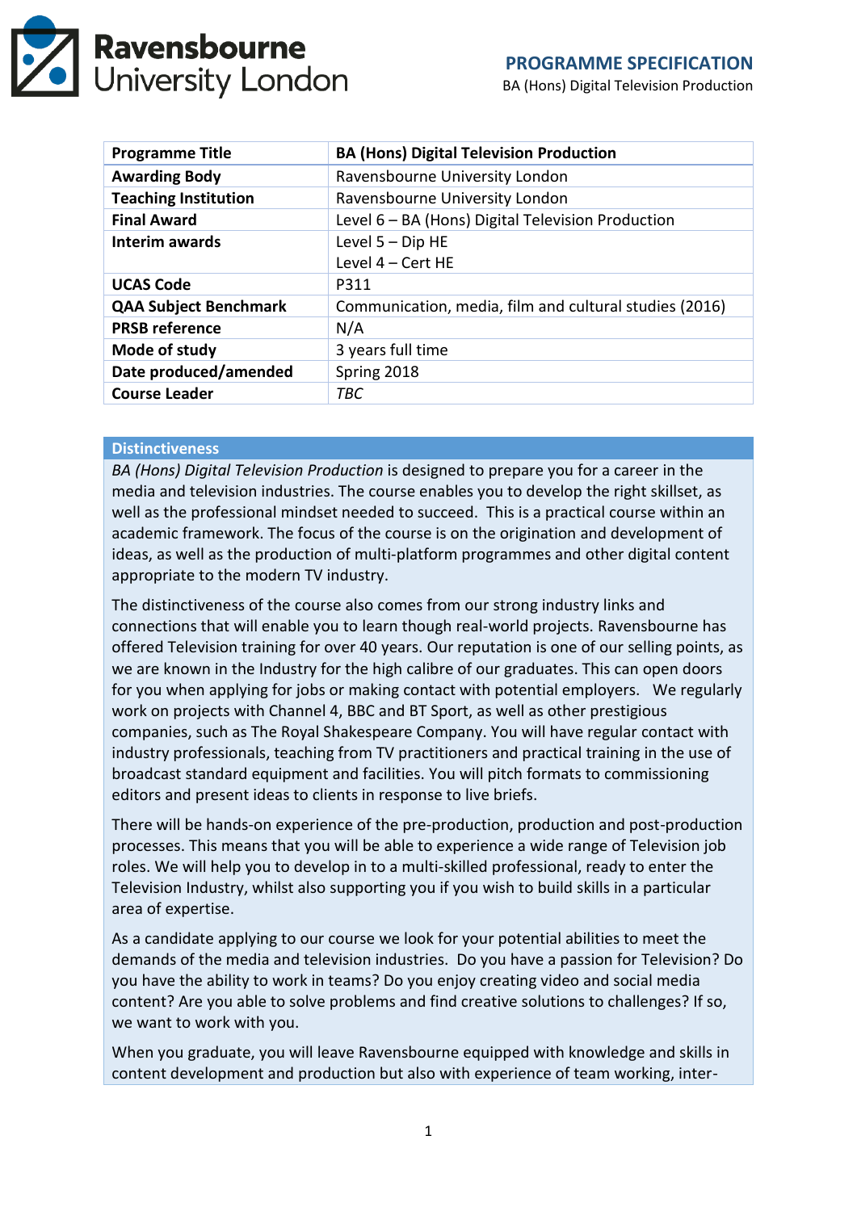# PROGRAMME SPECIFICATION

BA (Hons) Digital Television Production

| Programme Title | BA (Hons) Digital Television Production |
|---|---|
| Awarding Body | Ravensbourne University London |
| Teaching Institution | Ravensbourne University London |
| Final Award | Level 6 – BA (Hons) Digital Television Production |
| Interim awards | Level 5 – Dip HE<br>Level 4 – Cert HE |
| UCAS Code | P311 |
| QAA Subject Benchmark | Communication, media, film and cultural studies (2016) |
| PRSB reference | N/A |
| Mode of study | 3 years full time |
| Date produced/amended | Spring 2018 |
| Course Leader | *TBC* |

## Distinctiveness

*BA (Hons) Digital Television Production* is designed to prepare you for a career in the media and television industries. The course enables you to develop the right skillset, as well as the professional mindset needed to succeed. This is a practical course within an academic framework. The focus of the course is on the origination and development of ideas, as well as the production of multi-platform programmes and other digital content appropriate to the modern TV industry.

The distinctiveness of the course also comes from our strong industry links and connections that will enable you to learn though real-world projects. Ravensbourne has offered Television training for over 40 years. Our reputation is one of our selling points, as we are known in the Industry for the high calibre of our graduates. This can open doors for you when applying for jobs or making contact with potential employers. We regularly work on projects with Channel 4, BBC and BT Sport, as well as other prestigious companies, such as The Royal Shakespeare Company. You will have regular contact with industry professionals, teaching from TV practitioners and practical training in the use of broadcast standard equipment and facilities. You will pitch formats to commissioning editors and present ideas to clients in response to live briefs.

There will be hands-on experience of the pre-production, production and post-production processes. This means that you will be able to experience a wide range of Television job roles. We will help you to develop in to a multi-skilled professional, ready to enter the Television Industry, whilst also supporting you if you wish to build skills in a particular area of expertise.

As a candidate applying to our course we look for your potential abilities to meet the demands of the media and television industries. Do you have a passion for Television? Do you have the ability to work in teams? Do you enjoy creating video and social media content? Are you able to solve problems and find creative solutions to challenges? If so, we want to work with you.

When you graduate, you will leave Ravensbourne equipped with knowledge and skills in content development and production but also with experience of team working, inter-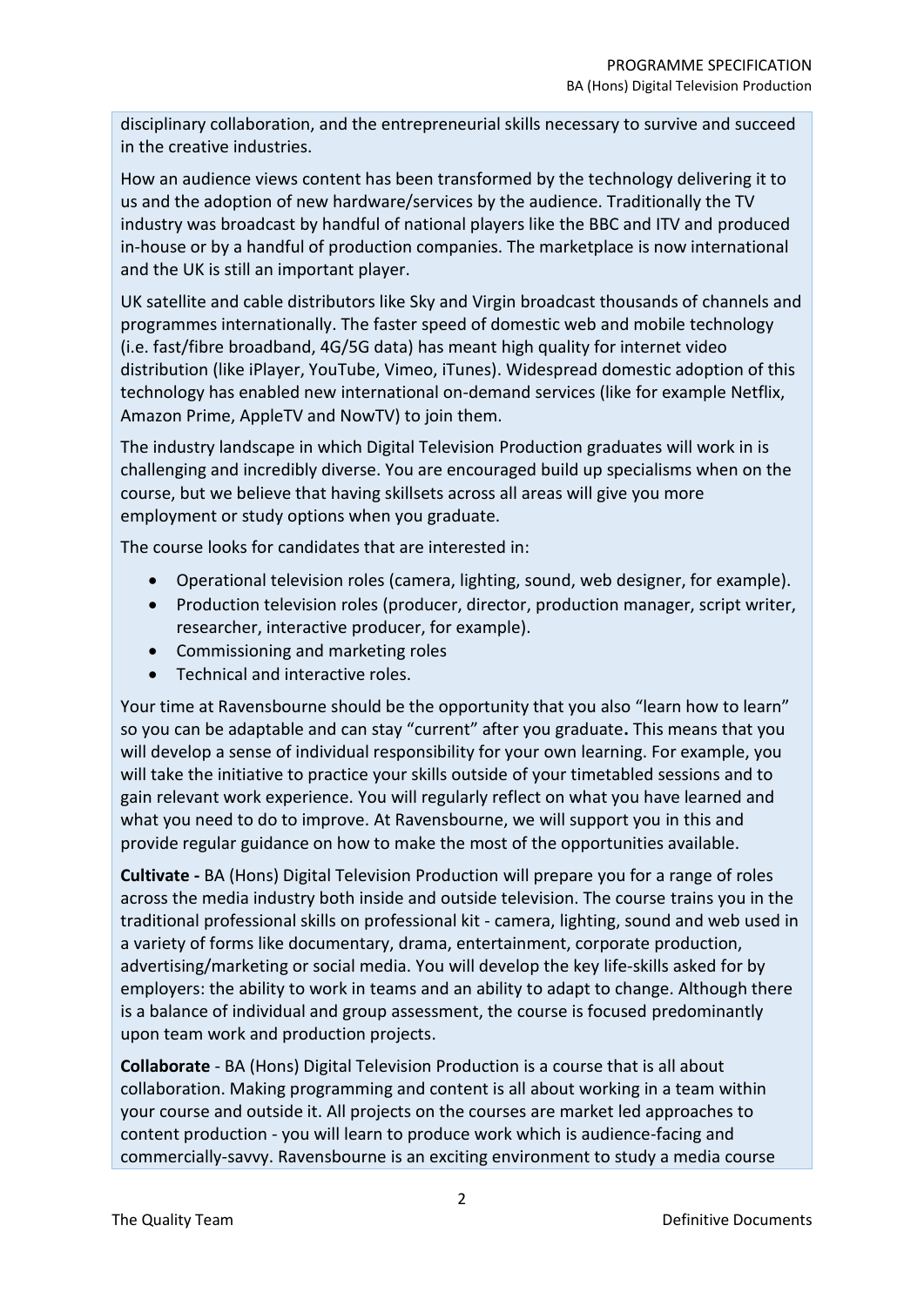disciplinary collaboration, and the entrepreneurial skills necessary to survive and succeed in the creative industries.

How an audience views content has been transformed by the technology delivering it to us and the adoption of new hardware/services by the audience. Traditionally the TV industry was broadcast by handful of national players like the BBC and ITV and produced in-house or by a handful of production companies. The marketplace is now international and the UK is still an important player.

UK satellite and cable distributors like Sky and Virgin broadcast thousands of channels and programmes internationally. The faster speed of domestic web and mobile technology (i.e. fast/fibre broadband, 4G/5G data) has meant high quality for internet video distribution (like iPlayer, YouTube, Vimeo, iTunes). Widespread domestic adoption of this technology has enabled new international on-demand services (like for example Netflix, Amazon Prime, AppleTV and NowTV) to join them.

The industry landscape in which Digital Television Production graduates will work in is challenging and incredibly diverse. You are encouraged build up specialisms when on the course, but we believe that having skillsets across all areas will give you more employment or study options when you graduate.

The course looks for candidates that are interested in:

- Operational television roles (camera, lighting, sound, web designer, for example).
- Production television roles (producer, director, production manager, script writer, researcher, interactive producer, for example).
- Commissioning and marketing roles
- Technical and interactive roles.

Your time at Ravensbourne should be the opportunity that you also "learn how to learn" so you can be adaptable and can stay "current" after you graduate**.** This means that you will develop a sense of individual responsibility for your own learning. For example, you will take the initiative to practice your skills outside of your timetabled sessions and to gain relevant work experience. You will regularly reflect on what you have learned and what you need to do to improve. At Ravensbourne, we will support you in this and provide regular guidance on how to make the most of the opportunities available.

**Cultivate -** BA (Hons) Digital Television Production will prepare you for a range of roles across the media industry both inside and outside television. The course trains you in the traditional professional skills on professional kit - camera, lighting, sound and web used in a variety of forms like documentary, drama, entertainment, corporate production, advertising/marketing or social media. You will develop the key life-skills asked for by employers: the ability to work in teams and an ability to adapt to change. Although there is a balance of individual and group assessment, the course is focused predominantly upon team work and production projects.

**Collaborate** - BA (Hons) Digital Television Production is a course that is all about collaboration. Making programming and content is all about working in a team within your course and outside it. All projects on the courses are market led approaches to content production - you will learn to produce work which is audience-facing and commercially-savvy. Ravensbourne is an exciting environment to study a media course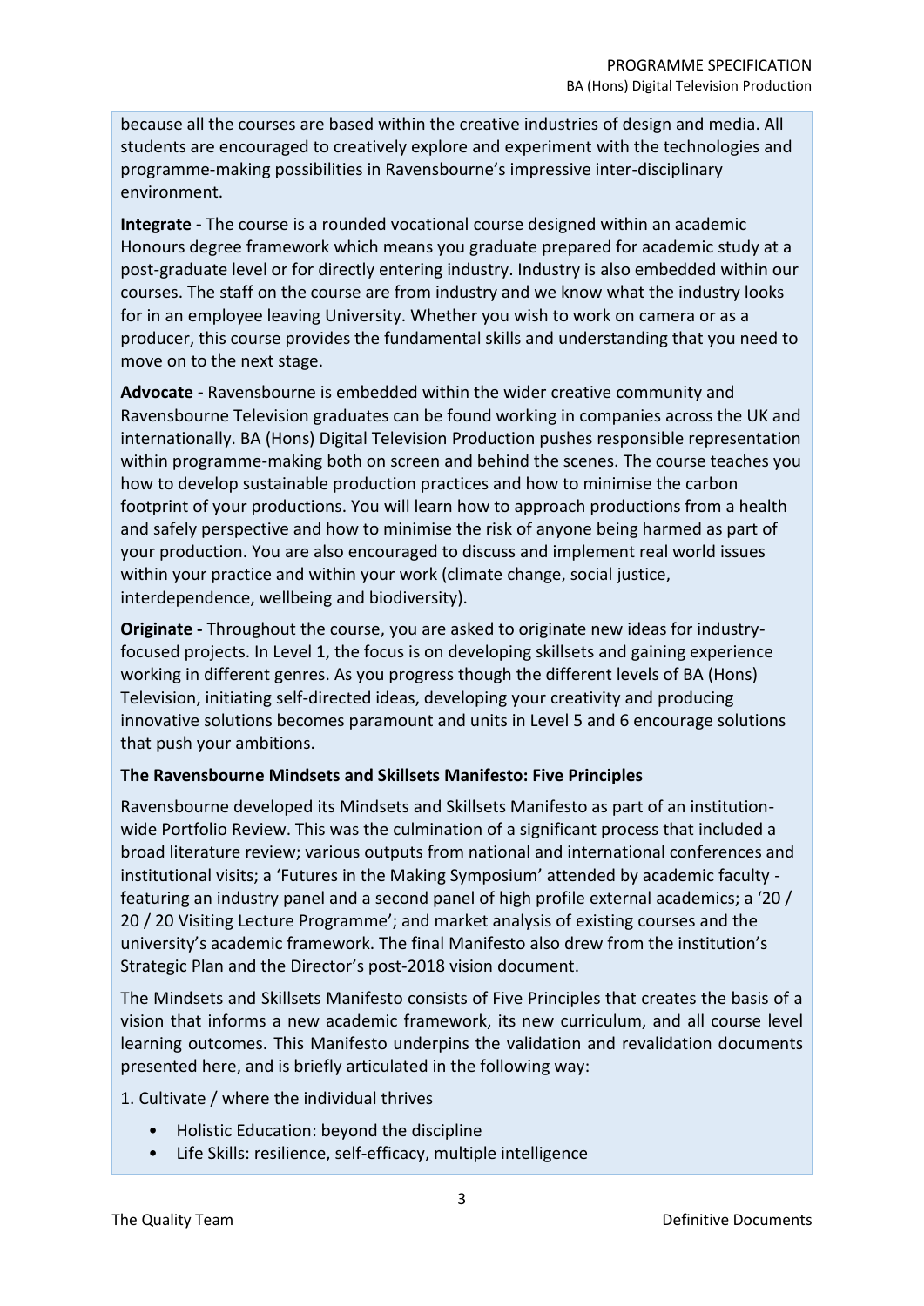because all the courses are based within the creative industries of design and media. All students are encouraged to creatively explore and experiment with the technologies and programme-making possibilities in Ravensbourne's impressive inter-disciplinary environment.

**Integrate -** The course is a rounded vocational course designed within an academic Honours degree framework which means you graduate prepared for academic study at a post-graduate level or for directly entering industry. Industry is also embedded within our courses. The staff on the course are from industry and we know what the industry looks for in an employee leaving University. Whether you wish to work on camera or as a producer, this course provides the fundamental skills and understanding that you need to move on to the next stage.

**Advocate -** Ravensbourne is embedded within the wider creative community and Ravensbourne Television graduates can be found working in companies across the UK and internationally. BA (Hons) Digital Television Production pushes responsible representation within programme-making both on screen and behind the scenes. The course teaches you how to develop sustainable production practices and how to minimise the carbon footprint of your productions. You will learn how to approach productions from a health and safely perspective and how to minimise the risk of anyone being harmed as part of your production. You are also encouraged to discuss and implement real world issues within your practice and within your work (climate change, social justice, interdependence, wellbeing and biodiversity).

**Originate -** Throughout the course, you are asked to originate new ideas for industry-focused projects. In Level 1, the focus is on developing skillsets and gaining experience working in different genres. As you progress though the different levels of BA (Hons) Television, initiating self-directed ideas, developing your creativity and producing innovative solutions becomes paramount and units in Level 5 and 6 encourage solutions that push your ambitions.

**The Ravensbourne Mindsets and Skillsets Manifesto: Five Principles**

Ravensbourne developed its Mindsets and Skillsets Manifesto as part of an institution-wide Portfolio Review. This was the culmination of a significant process that included a broad literature review; various outputs from national and international conferences and institutional visits; a 'Futures in the Making Symposium' attended by academic faculty - featuring an industry panel and a second panel of high profile external academics; a '20 / 20 / 20 Visiting Lecture Programme'; and market analysis of existing courses and the university's academic framework. The final Manifesto also drew from the institution's Strategic Plan and the Director's post-2018 vision document.

The Mindsets and Skillsets Manifesto consists of Five Principles that creates the basis of a vision that informs a new academic framework, its new curriculum, and all course level learning outcomes. This Manifesto underpins the validation and revalidation documents presented here, and is briefly articulated in the following way:

1. Cultivate / where the individual thrives

- Holistic Education: beyond the discipline
- Life Skills: resilience, self-efficacy, multiple intelligence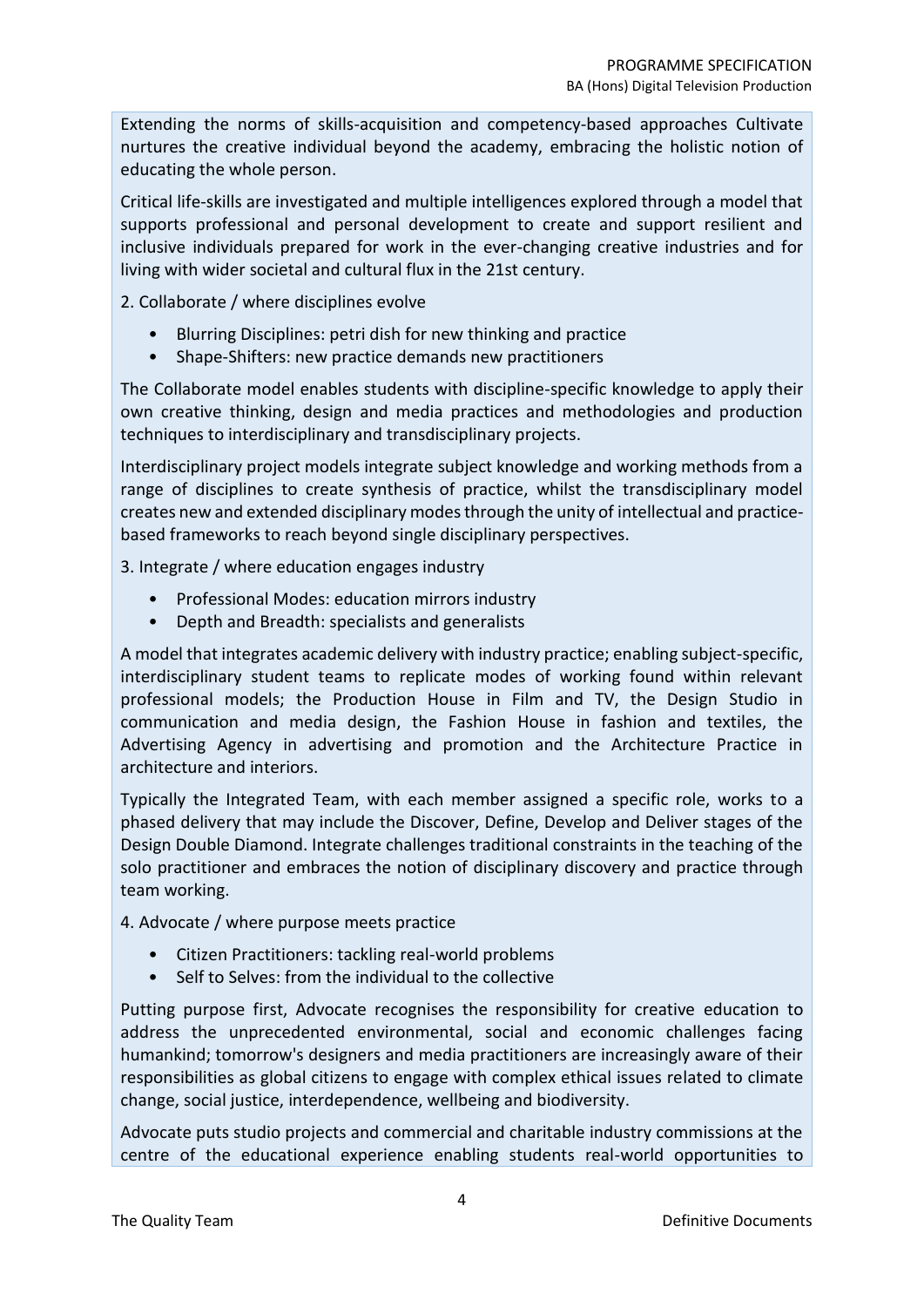Extending the norms of skills-acquisition and competency-based approaches Cultivate nurtures the creative individual beyond the academy, embracing the holistic notion of educating the whole person.

Critical life-skills are investigated and multiple intelligences explored through a model that supports professional and personal development to create and support resilient and inclusive individuals prepared for work in the ever-changing creative industries and for living with wider societal and cultural flux in the 21st century.

2. Collaborate / where disciplines evolve

- Blurring Disciplines: petri dish for new thinking and practice
- Shape-Shifters: new practice demands new practitioners

The Collaborate model enables students with discipline-specific knowledge to apply their own creative thinking, design and media practices and methodologies and production techniques to interdisciplinary and transdisciplinary projects.

Interdisciplinary project models integrate subject knowledge and working methods from a range of disciplines to create synthesis of practice, whilst the transdisciplinary model creates new and extended disciplinary modes through the unity of intellectual and practice-based frameworks to reach beyond single disciplinary perspectives.

3. Integrate / where education engages industry

- Professional Modes: education mirrors industry
- Depth and Breadth: specialists and generalists

A model that integrates academic delivery with industry practice; enabling subject-specific, interdisciplinary student teams to replicate modes of working found within relevant professional models; the Production House in Film and TV, the Design Studio in communication and media design, the Fashion House in fashion and textiles, the Advertising Agency in advertising and promotion and the Architecture Practice in architecture and interiors.

Typically the Integrated Team, with each member assigned a specific role, works to a phased delivery that may include the Discover, Define, Develop and Deliver stages of the Design Double Diamond. Integrate challenges traditional constraints in the teaching of the solo practitioner and embraces the notion of disciplinary discovery and practice through team working.

4. Advocate / where purpose meets practice

- Citizen Practitioners: tackling real-world problems
- Self to Selves: from the individual to the collective

Putting purpose first, Advocate recognises the responsibility for creative education to address the unprecedented environmental, social and economic challenges facing humankind; tomorrow's designers and media practitioners are increasingly aware of their responsibilities as global citizens to engage with complex ethical issues related to climate change, social justice, interdependence, wellbeing and biodiversity.

Advocate puts studio projects and commercial and charitable industry commissions at the centre of the educational experience enabling students real-world opportunities to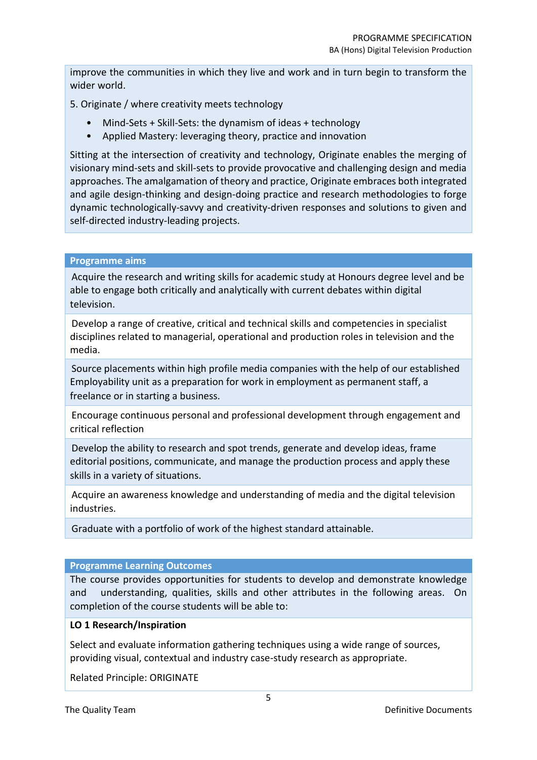improve the communities in which they live and work and in turn begin to transform the wider world.

5. Originate / where creativity meets technology

- Mind-Sets + Skill-Sets: the dynamism of ideas + technology
- Applied Mastery: leveraging theory, practice and innovation

Sitting at the intersection of creativity and technology, Originate enables the merging of visionary mind-sets and skill-sets to provide provocative and challenging design and media approaches. The amalgamation of theory and practice, Originate embraces both integrated and agile design-thinking and design-doing practice and research methodologies to forge dynamic technologically-savvy and creativity-driven responses and solutions to given and self-directed industry-leading projects.

## Programme aims

Acquire the research and writing skills for academic study at Honours degree level and be able to engage both critically and analytically with current debates within digital television.

Develop a range of creative, critical and technical skills and competencies in specialist disciplines related to managerial, operational and production roles in television and the media.

Source placements within high profile media companies with the help of our established Employability unit as a preparation for work in employment as permanent staff, a freelance or in starting a business.

Encourage continuous personal and professional development through engagement and critical reflection

Develop the ability to research and spot trends, generate and develop ideas, frame editorial positions, communicate, and manage the production process and apply these skills in a variety of situations.

Acquire an awareness knowledge and understanding of media and the digital television industries.

Graduate with a portfolio of work of the highest standard attainable.

## Programme Learning Outcomes

The course provides opportunities for students to develop and demonstrate knowledge and understanding, qualities, skills and other attributes in the following areas. On completion of the course students will be able to:

**LO 1 Research/Inspiration**

Select and evaluate information gathering techniques using a wide range of sources, providing visual, contextual and industry case-study research as appropriate.

Related Principle: ORIGINATE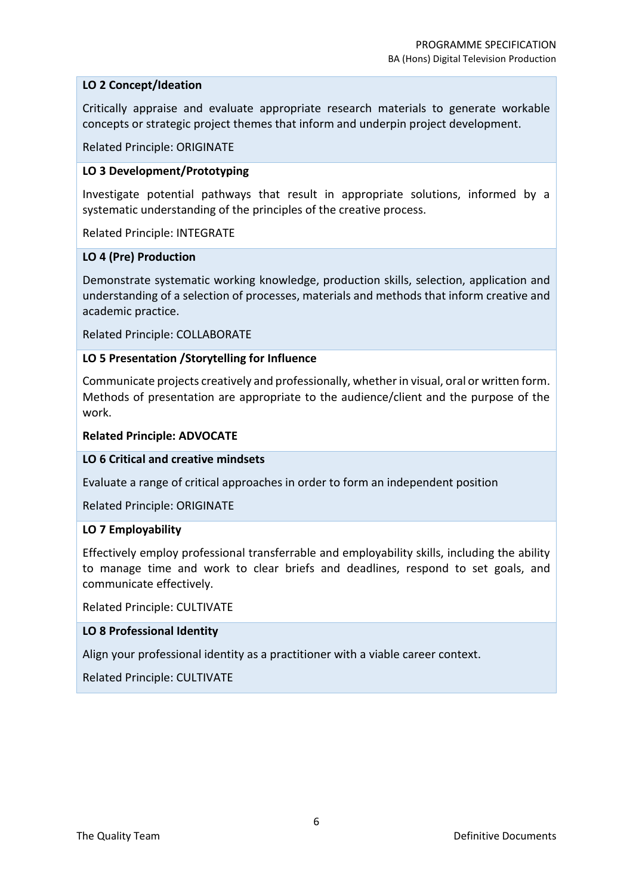**LO 2 Concept/Ideation**

Critically appraise and evaluate appropriate research materials to generate workable concepts or strategic project themes that inform and underpin project development.

Related Principle: ORIGINATE

**LO 3 Development/Prototyping**

Investigate potential pathways that result in appropriate solutions, informed by a systematic understanding of the principles of the creative process.

Related Principle: INTEGRATE

**LO 4 (Pre) Production**

Demonstrate systematic working knowledge, production skills, selection, application and understanding of a selection of processes, materials and methods that inform creative and academic practice.

Related Principle: COLLABORATE

**LO 5 Presentation /Storytelling for Influence**

Communicate projects creatively and professionally, whether in visual, oral or written form. Methods of presentation are appropriate to the audience/client and the purpose of the work.

**Related Principle: ADVOCATE**

**LO 6 Critical and creative mindsets**

Evaluate a range of critical approaches in order to form an independent position

Related Principle: ORIGINATE

**LO 7 Employability**

Effectively employ professional transferrable and employability skills, including the ability to manage time and work to clear briefs and deadlines, respond to set goals, and communicate effectively.

Related Principle: CULTIVATE

**LO 8 Professional Identity**

Align your professional identity as a practitioner with a viable career context.

Related Principle: CULTIVATE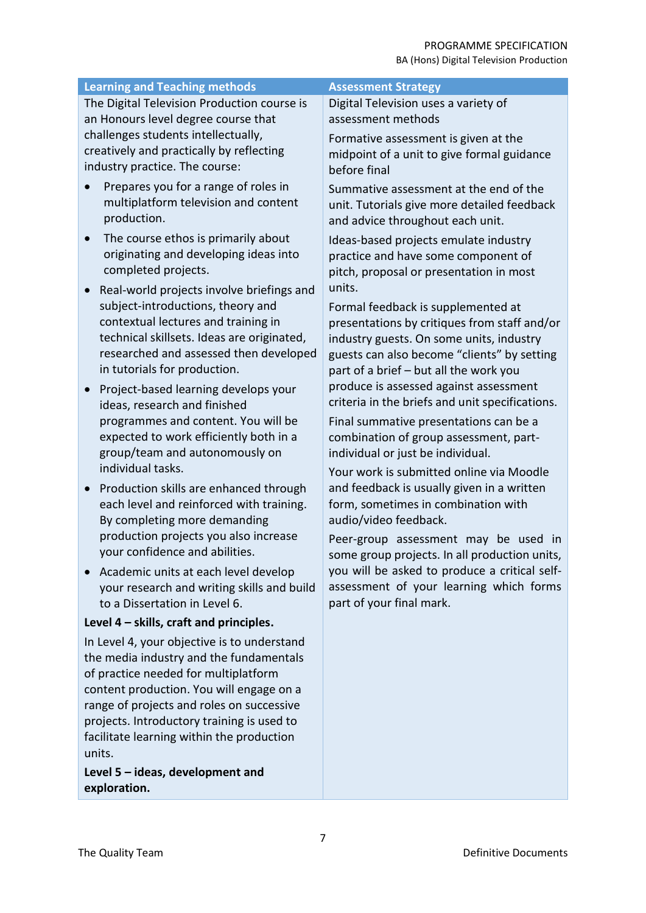| Learning and Teaching methods | Assessment Strategy |
| --- | --- |
| The Digital Television Production course is an Honours level degree course that challenges students intellectually, creatively and practically by reflecting industry practice. The course:<br>• Prepares you for a range of roles in multiplatform television and content production.<br>• The course ethos is primarily about originating and developing ideas into completed projects.<br>• Real-world projects involve briefings and subject-introductions, theory and contextual lectures and training in technical skillsets. Ideas are originated, researched and assessed then developed in tutorials for production.<br>• Project-based learning develops your ideas, research and finished programmes and content. You will be expected to work efficiently both in a group/team and autonomously on individual tasks.<br>• Production skills are enhanced through each level and reinforced with training. By completing more demanding production projects you also increase your confidence and abilities.<br>• Academic units at each level develop your research and writing skills and build to a Dissertation in Level 6.<br>**Level 4 – skills, craft and principles.**<br>In Level 4, your objective is to understand the media industry and the fundamentals of practice needed for multiplatform content production. You will engage on a range of projects and roles on successive projects. Introductory training is used to facilitate learning within the production units.<br>**Level 5 – ideas, development and exploration.** | Digital Television uses a variety of assessment methods<br>Formative assessment is given at the midpoint of a unit to give formal guidance before final<br>Summative assessment at the end of the unit. Tutorials give more detailed feedback and advice throughout each unit.<br>Ideas-based projects emulate industry practice and have some component of pitch, proposal or presentation in most units.<br>Formal feedback is supplemented at presentations by critiques from staff and/or industry guests. On some units, industry guests can also become "clients" by setting part of a brief – but all the work you produce is assessed against assessment criteria in the briefs and unit specifications.<br>Final summative presentations can be a combination of group assessment, part-individual or just be individual.<br>Your work is submitted online via Moodle and feedback is usually given in a written form, sometimes in combination with audio/video feedback.<br>Peer-group assessment may be used in some group projects. In all production units, you will be asked to produce a critical self-assessment of your learning which forms part of your final mark. |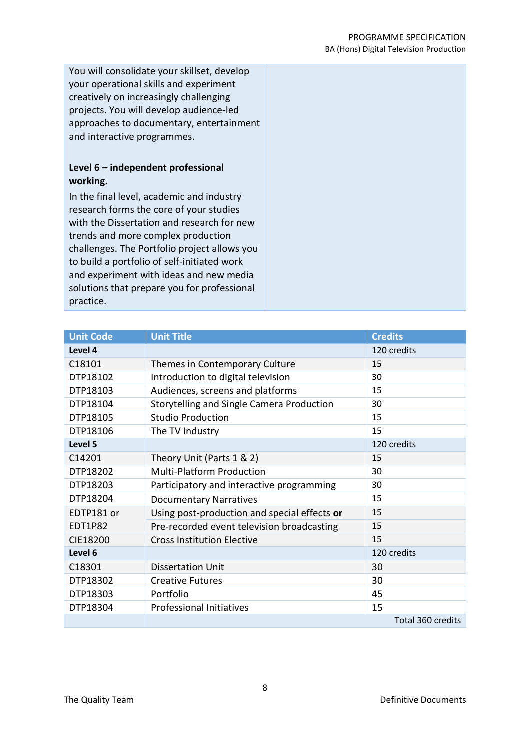| | |
|---|---|
| You will consolidate your skillset, develop your operational skills and experiment creatively on increasingly challenging projects. You will develop audience-led approaches to documentary, entertainment and interactive programmes.<br><br>**Level 6 – independent professional working.**<br>In the final level, academic and industry research forms the core of your studies with the Dissertation and research for new trends and more complex production challenges. The Portfolio project allows you to build a portfolio of self-initiated work and experiment with ideas and new media solutions that prepare you for professional practice. | |

| Unit Code | Unit Title | Credits |
|---|---|---|
| **Level 4** | | 120 credits |
| C18101 | Themes in Contemporary Culture | 15 |
| DTP18102 | Introduction to digital television | 30 |
| DTP18103 | Audiences, screens and platforms | 15 |
| DTP18104 | Storytelling and Single Camera Production | 30 |
| DTP18105 | Studio Production | 15 |
| DTP18106 | The TV Industry | 15 |
| **Level 5** | | 120 credits |
| C14201 | Theory Unit (Parts 1 & 2) | 15 |
| DTP18202 | Multi-Platform Production | 30 |
| DTP18203 | Participatory and interactive programming | 30 |
| DTP18204 | Documentary Narratives | 15 |
| EDTP181 or | Using post-production and special effects **or** | 15 |
| EDT1P82 | Pre-recorded event television broadcasting | 15 |
| CIE18200 | Cross Institution Elective | 15 |
| **Level 6** | | 120 credits |
| C18301 | Dissertation Unit | 30 |
| DTP18302 | Creative Futures | 30 |
| DTP18303 | Portfolio | 45 |
| DTP18304 | Professional Initiatives | 15 |
| | | Total 360 credits |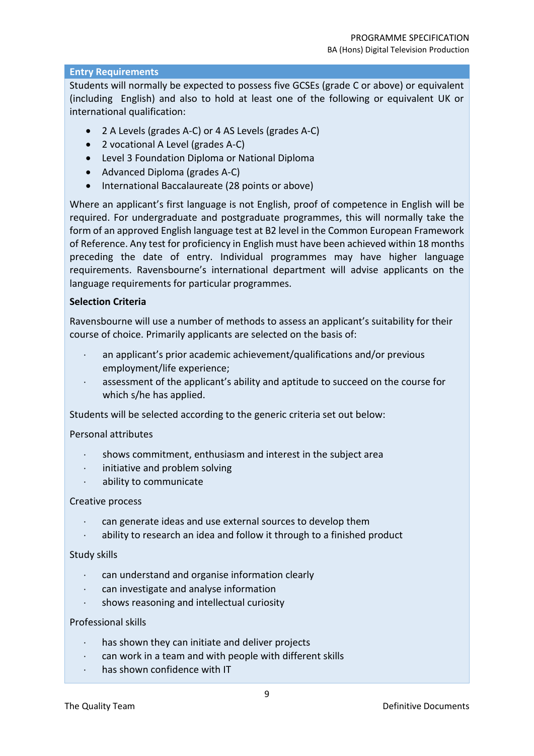## Entry Requirements

Students will normally be expected to possess five GCSEs (grade C or above) or equivalent (including English) and also to hold at least one of the following or equivalent UK or international qualification:

- 2 A Levels (grades A-C) or 4 AS Levels (grades A-C)
- 2 vocational A Level (grades A-C)
- Level 3 Foundation Diploma or National Diploma
- Advanced Diploma (grades A-C)
- International Baccalaureate (28 points or above)

Where an applicant's first language is not English, proof of competence in English will be required. For undergraduate and postgraduate programmes, this will normally take the form of an approved English language test at B2 level in the Common European Framework of Reference. Any test for proficiency in English must have been achieved within 18 months preceding the date of entry. Individual programmes may have higher language requirements. Ravensbourne's international department will advise applicants on the language requirements for particular programmes.

**Selection Criteria**

Ravensbourne will use a number of methods to assess an applicant's suitability for their course of choice. Primarily applicants are selected on the basis of:

- an applicant's prior academic achievement/qualifications and/or previous employment/life experience;
- assessment of the applicant's ability and aptitude to succeed on the course for which s/he has applied.

Students will be selected according to the generic criteria set out below:

Personal attributes

- shows commitment, enthusiasm and interest in the subject area
- initiative and problem solving
- ability to communicate

Creative process

- can generate ideas and use external sources to develop them
- ability to research an idea and follow it through to a finished product

Study skills

- can understand and organise information clearly
- can investigate and analyse information
- shows reasoning and intellectual curiosity

Professional skills

- has shown they can initiate and deliver projects
- can work in a team and with people with different skills
- has shown confidence with IT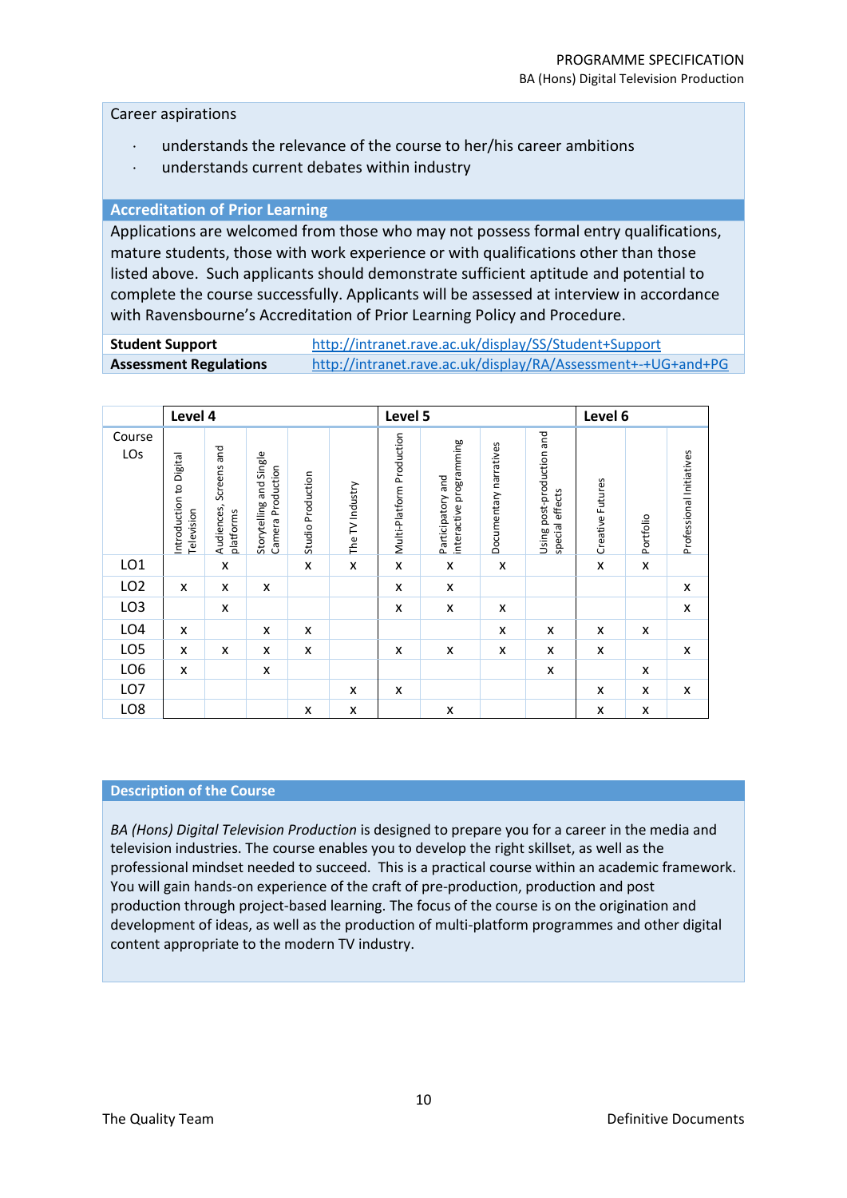Career aspirations

- understands the relevance of the course to her/his career ambitions
- understands current debates within industry

## Accreditation of Prior Learning

Applications are welcomed from those who may not possess formal entry qualifications, mature students, those with work experience or with qualifications other than those listed above. Such applicants should demonstrate sufficient aptitude and potential to complete the course successfully. Applicants will be assessed at interview in accordance with Ravensbourne's Accreditation of Prior Learning Policy and Procedure.

| | |
|---|---|
| **Student Support** | http://intranet.rave.ac.uk/display/SS/Student+Support |
| **Assessment Regulations** | http://intranet.rave.ac.uk/display/RA/Assessment+-+UG+and+PG |

| | **Level 4** | | | | | **Level 5** | | | | **Level 6** | | |
|---|---|---|---|---|---|---|---|---|---|---|---|---|
| Course LOs | Introduction to Digital Television | Audiences, Screens and platforms | Storytelling and Single Camera Production | Studio Production | The TV Industry | Multi-Platform Production | Participatory and interactive programming | Documentary narratives | Using post-production and special effects | Creative Futures | Portfolio | Professional Initiatives |
| LO1 | | x | | x | x | x | x | x | | x | x | |
| LO2 | x | x | x | | | x | x | | | | | x |
| LO3 | | x | | | | x | x | x | | | | x |
| LO4 | x | | x | x | | | | x | x | x | x | |
| LO5 | x | x | x | x | | x | x | x | x | x | | x |
| LO6 | x | | x | | | | | | x | | x | |
| LO7 | | | | | x | x | | | | x | x | x |
| LO8 | | | | x | x | | x | | | x | x | |

## Description of the Course

*BA (Hons) Digital Television Production* is designed to prepare you for a career in the media and television industries. The course enables you to develop the right skillset, as well as the professional mindset needed to succeed. This is a practical course within an academic framework. You will gain hands-on experience of the craft of pre-production, production and post production through project-based learning. The focus of the course is on the origination and development of ideas, as well as the production of multi-platform programmes and other digital content appropriate to the modern TV industry.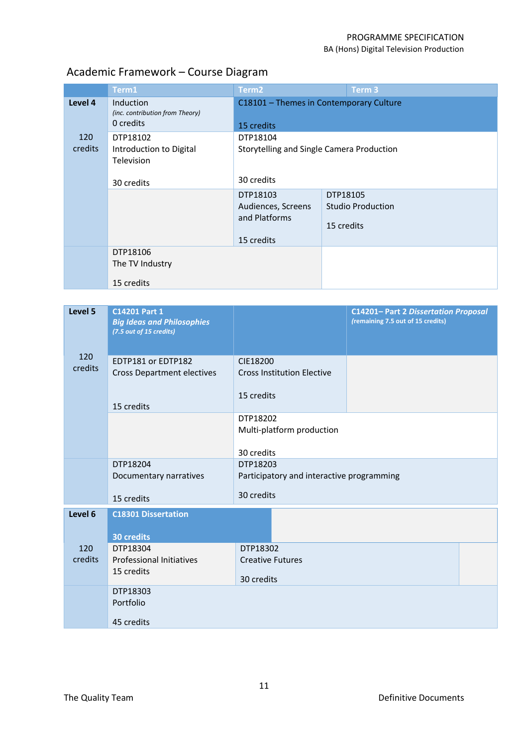## Academic Framework – Course Diagram

| | Term1 | Term2 | | Term 3 |
|---|---|---|---|---|
| **Level 4** | Induction *(inc. contribution from Theory)* 0 credits | C18101 – Themes in Contemporary Culture 15 credits | | |
| 120 credits | DTP18102 Introduction to Digital Television 30 credits | DTP18104 Storytelling and Single Camera Production 30 credits | | |
| | | DTP18103 Audiences, Screens and Platforms 15 credits | DTP18105 Studio Production 15 credits | |
| | DTP18106 The TV Industry 15 credits | | | |

| | | | |
|---|---|---|---|
| **Level 5** | **C14201 Part 1** ***Big Ideas and Philosophies*** ***(7.5 out of 15 credits)*** | | **C14201– Part 2** ***Dissertation Proposal*** **(remaining 7.5 out of 15 credits)** |
| 120 credits | EDTP181 or EDTP182 Cross Department electives 15 credits | CIE18200 Cross Institution Elective 15 credits | |
| | | DTP18202 Multi-platform production 30 credits | |
| | DTP18204 Documentary narratives 15 credits | DTP18203 Participatory and interactive programming 30 credits | |
| **Level 6** | **C18301 Dissertation** **30 credits** | | |
| 120 credits | DTP18304 Professional Initiatives 15 credits | DTP18302 Creative Futures 30 credits | |
| | DTP18303 Portfolio 45 credits | | |